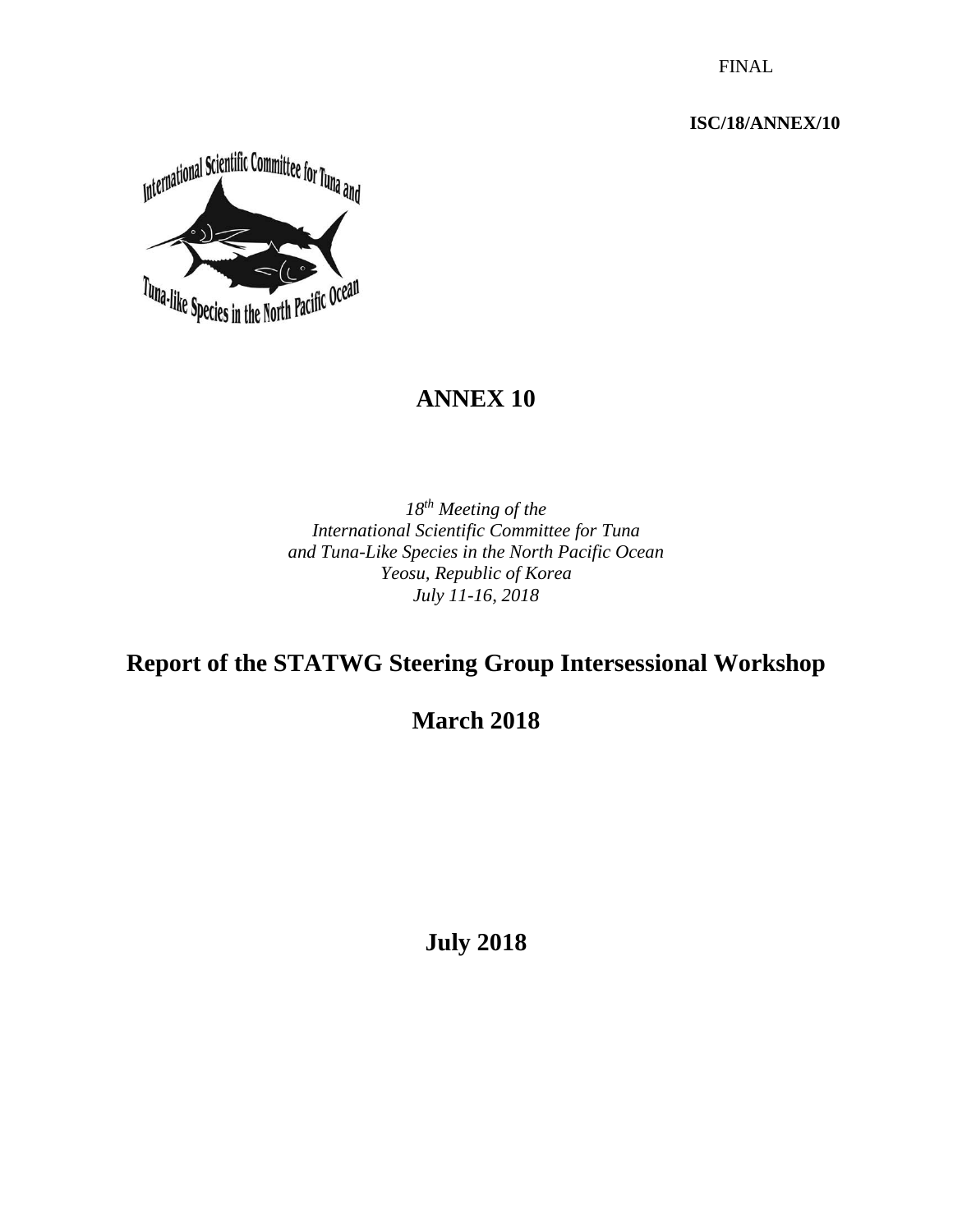FINAL

**ISC/18/ANNEX/10**

# ANNEX 10

*18th Meeting of the*
*International Scientific Committee for Tuna*
*and Tuna-Like Species in the North Pacific Ocean*
*Yeosu, Republic of Korea*
*July 11-16, 2018*

# Report of the STATWG Steering Group Intersessional Workshop

## March 2018

## July 2018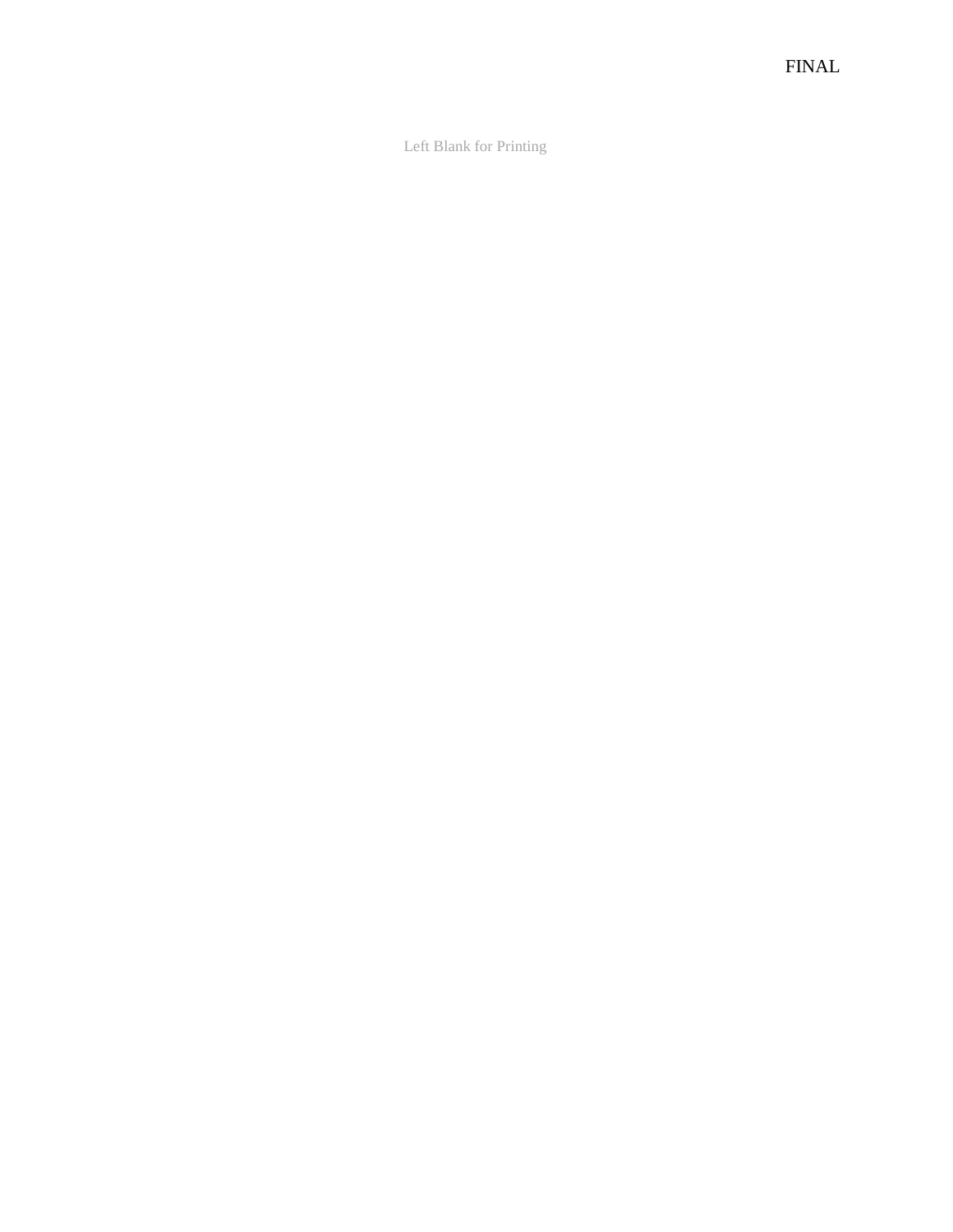Left Blank for Printing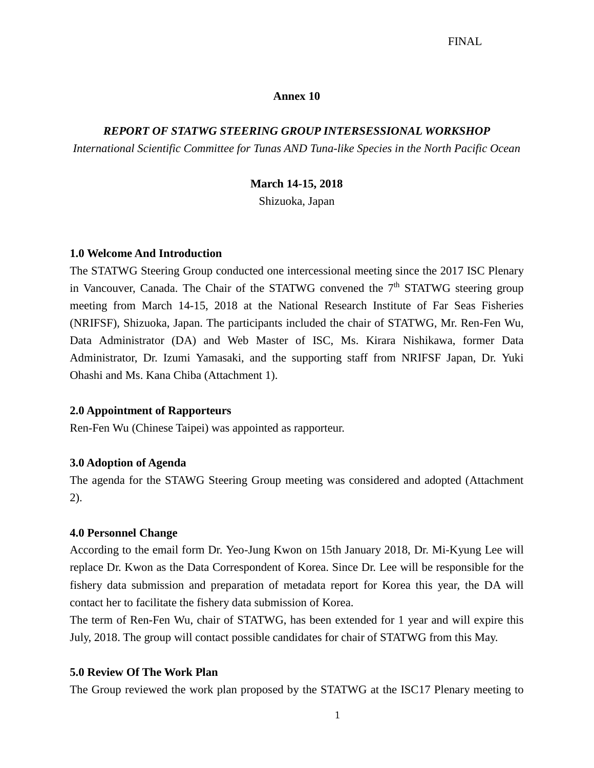FINAL

**Annex 10**

***REPORT OF STATWG STEERING GROUP INTERSESSIONAL WORKSHOP***

*International Scientific Committee for Tunas AND Tuna-like Species in the North Pacific Ocean*

**March 14-15, 2018**

Shizuoka, Japan

## 1.0 Welcome And Introduction

The STATWG Steering Group conducted one intercessional meeting since the 2017 ISC Plenary in Vancouver, Canada. The Chair of the STATWG convened the 7th STATWG steering group meeting from March 14-15, 2018 at the National Research Institute of Far Seas Fisheries (NRIFSF), Shizuoka, Japan. The participants included the chair of STATWG, Mr. Ren-Fen Wu, Data Administrator (DA) and Web Master of ISC, Ms. Kirara Nishikawa, former Data Administrator, Dr. Izumi Yamasaki, and the supporting staff from NRIFSF Japan, Dr. Yuki Ohashi and Ms. Kana Chiba (Attachment 1).

## 2.0 Appointment of Rapporteurs

Ren-Fen Wu (Chinese Taipei) was appointed as rapporteur.

## 3.0 Adoption of Agenda

The agenda for the STAWG Steering Group meeting was considered and adopted (Attachment 2).

## 4.0 Personnel Change

According to the email form Dr. Yeo-Jung Kwon on 15th January 2018, Dr. Mi-Kyung Lee will replace Dr. Kwon as the Data Correspondent of Korea. Since Dr. Lee will be responsible for the fishery data submission and preparation of metadata report for Korea this year, the DA will contact her to facilitate the fishery data submission of Korea.

The term of Ren-Fen Wu, chair of STATWG, has been extended for 1 year and will expire this July, 2018. The group will contact possible candidates for chair of STATWG from this May.

## 5.0 Review Of The Work Plan

The Group reviewed the work plan proposed by the STATWG at the ISC17 Plenary meeting to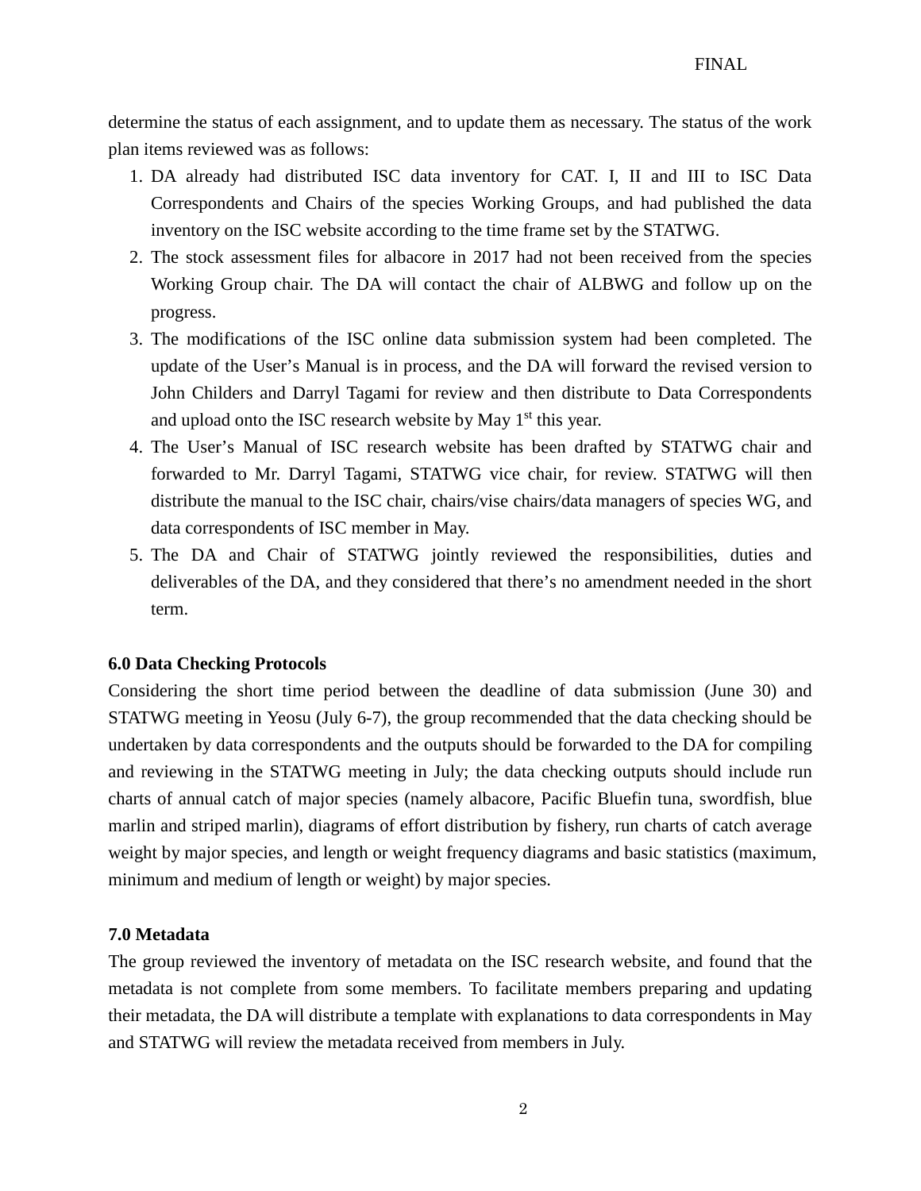determine the status of each assignment, and to update them as necessary. The status of the work plan items reviewed was as follows:

1. DA already had distributed ISC data inventory for CAT. I, II and III to ISC Data Correspondents and Chairs of the species Working Groups, and had published the data inventory on the ISC website according to the time frame set by the STATWG.
2. The stock assessment files for albacore in 2017 had not been received from the species Working Group chair. The DA will contact the chair of ALBWG and follow up on the progress.
3. The modifications of the ISC online data submission system had been completed. The update of the User's Manual is in process, and the DA will forward the revised version to John Childers and Darryl Tagami for review and then distribute to Data Correspondents and upload onto the ISC research website by May 1st this year.
4. The User's Manual of ISC research website has been drafted by STATWG chair and forwarded to Mr. Darryl Tagami, STATWG vice chair, for review. STATWG will then distribute the manual to the ISC chair, chairs/vise chairs/data managers of species WG, and data correspondents of ISC member in May.
5. The DA and Chair of STATWG jointly reviewed the responsibilities, duties and deliverables of the DA, and they considered that there's no amendment needed in the short term.

**6.0 Data Checking Protocols**

Considering the short time period between the deadline of data submission (June 30) and STATWG meeting in Yeosu (July 6-7), the group recommended that the data checking should be undertaken by data correspondents and the outputs should be forwarded to the DA for compiling and reviewing in the STATWG meeting in July; the data checking outputs should include run charts of annual catch of major species (namely albacore, Pacific Bluefin tuna, swordfish, blue marlin and striped marlin), diagrams of effort distribution by fishery, run charts of catch average weight by major species, and length or weight frequency diagrams and basic statistics (maximum, minimum and medium of length or weight) by major species.

**7.0 Metadata**

The group reviewed the inventory of metadata on the ISC research website, and found that the metadata is not complete from some members. To facilitate members preparing and updating their metadata, the DA will distribute a template with explanations to data correspondents in May and STATWG will review the metadata received from members in July.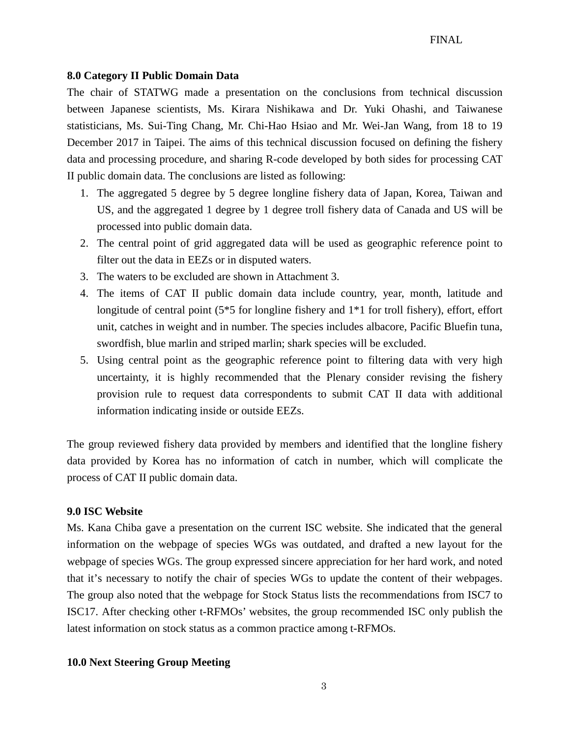## 8.0 Category II Public Domain Data

The chair of STATWG made a presentation on the conclusions from technical discussion between Japanese scientists, Ms. Kirara Nishikawa and Dr. Yuki Ohashi, and Taiwanese statisticians, Ms. Sui-Ting Chang, Mr. Chi-Hao Hsiao and Mr. Wei-Jan Wang, from 18 to 19 December 2017 in Taipei. The aims of this technical discussion focused on defining the fishery data and processing procedure, and sharing R-code developed by both sides for processing CAT II public domain data. The conclusions are listed as following:

1. The aggregated 5 degree by 5 degree longline fishery data of Japan, Korea, Taiwan and US, and the aggregated 1 degree by 1 degree troll fishery data of Canada and US will be processed into public domain data.
2. The central point of grid aggregated data will be used as geographic reference point to filter out the data in EEZs or in disputed waters.
3. The waters to be excluded are shown in Attachment 3.
4. The items of CAT II public domain data include country, year, month, latitude and longitude of central point (5*5 for longline fishery and 1*1 for troll fishery), effort, effort unit, catches in weight and in number. The species includes albacore, Pacific Bluefin tuna, swordfish, blue marlin and striped marlin; shark species will be excluded.
5. Using central point as the geographic reference point to filtering data with very high uncertainty, it is highly recommended that the Plenary consider revising the fishery provision rule to request data correspondents to submit CAT II data with additional information indicating inside or outside EEZs.

The group reviewed fishery data provided by members and identified that the longline fishery data provided by Korea has no information of catch in number, which will complicate the process of CAT II public domain data.

## 9.0 ISC Website

Ms. Kana Chiba gave a presentation on the current ISC website. She indicated that the general information on the webpage of species WGs was outdated, and drafted a new layout for the webpage of species WGs. The group expressed sincere appreciation for her hard work, and noted that it's necessary to notify the chair of species WGs to update the content of their webpages. The group also noted that the webpage for Stock Status lists the recommendations from ISC7 to ISC17. After checking other t-RFMOs' websites, the group recommended ISC only publish the latest information on stock status as a common practice among t-RFMOs.

## 10.0 Next Steering Group Meeting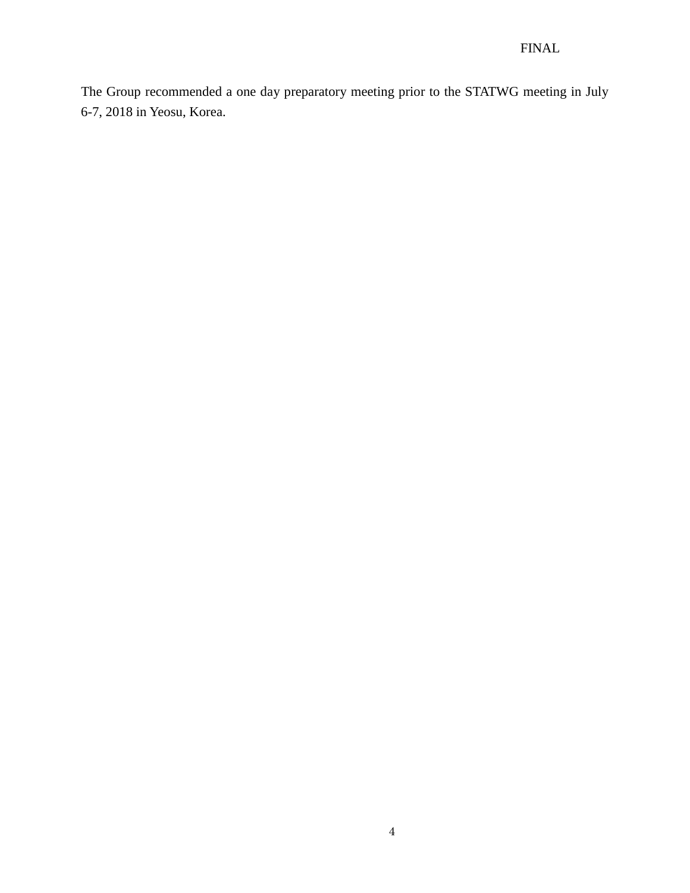The Group recommended a one day preparatory meeting prior to the STATWG meeting in July 6-7, 2018 in Yeosu, Korea.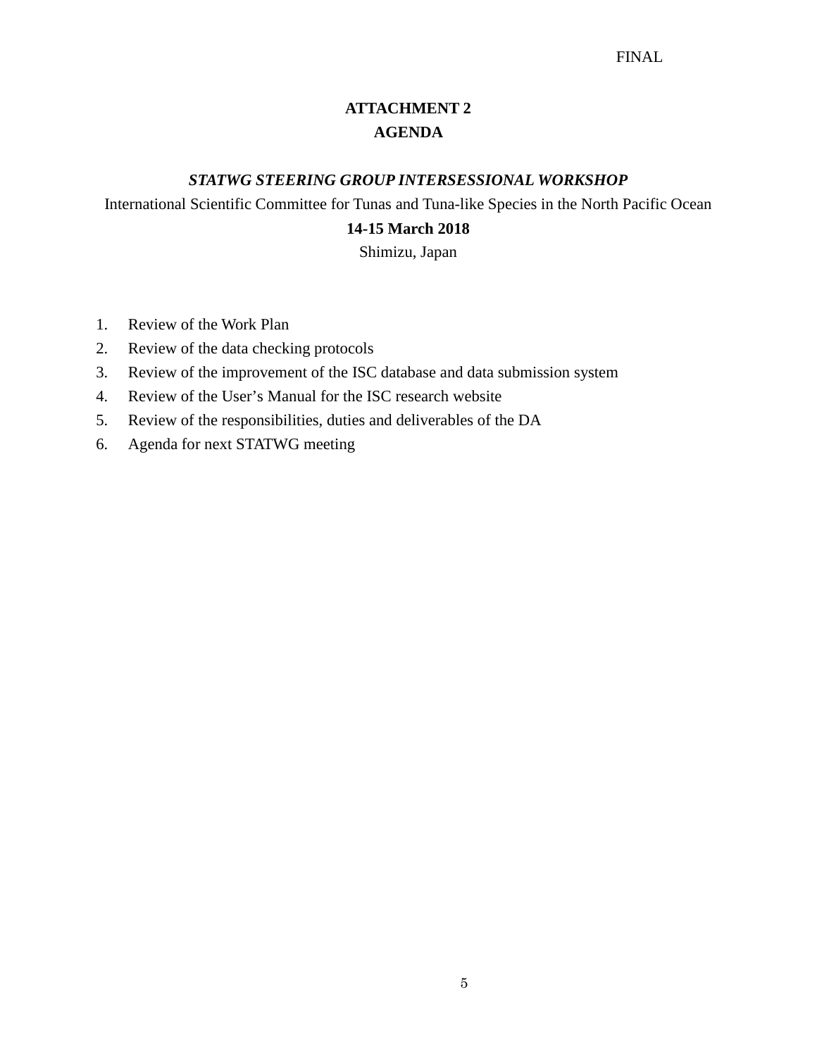FINAL

# ATTACHMENT 2

# AGENDA

***STATWG STEERING GROUP INTERSESSIONAL WORKSHOP***

International Scientific Committee for Tunas and Tuna-like Species in the North Pacific Ocean

**14-15 March 2018**

Shimizu, Japan

1. Review of the Work Plan
2. Review of the data checking protocols
3. Review of the improvement of the ISC database and data submission system
4. Review of the User's Manual for the ISC research website
5. Review of the responsibilities, duties and deliverables of the DA
6. Agenda for next STATWG meeting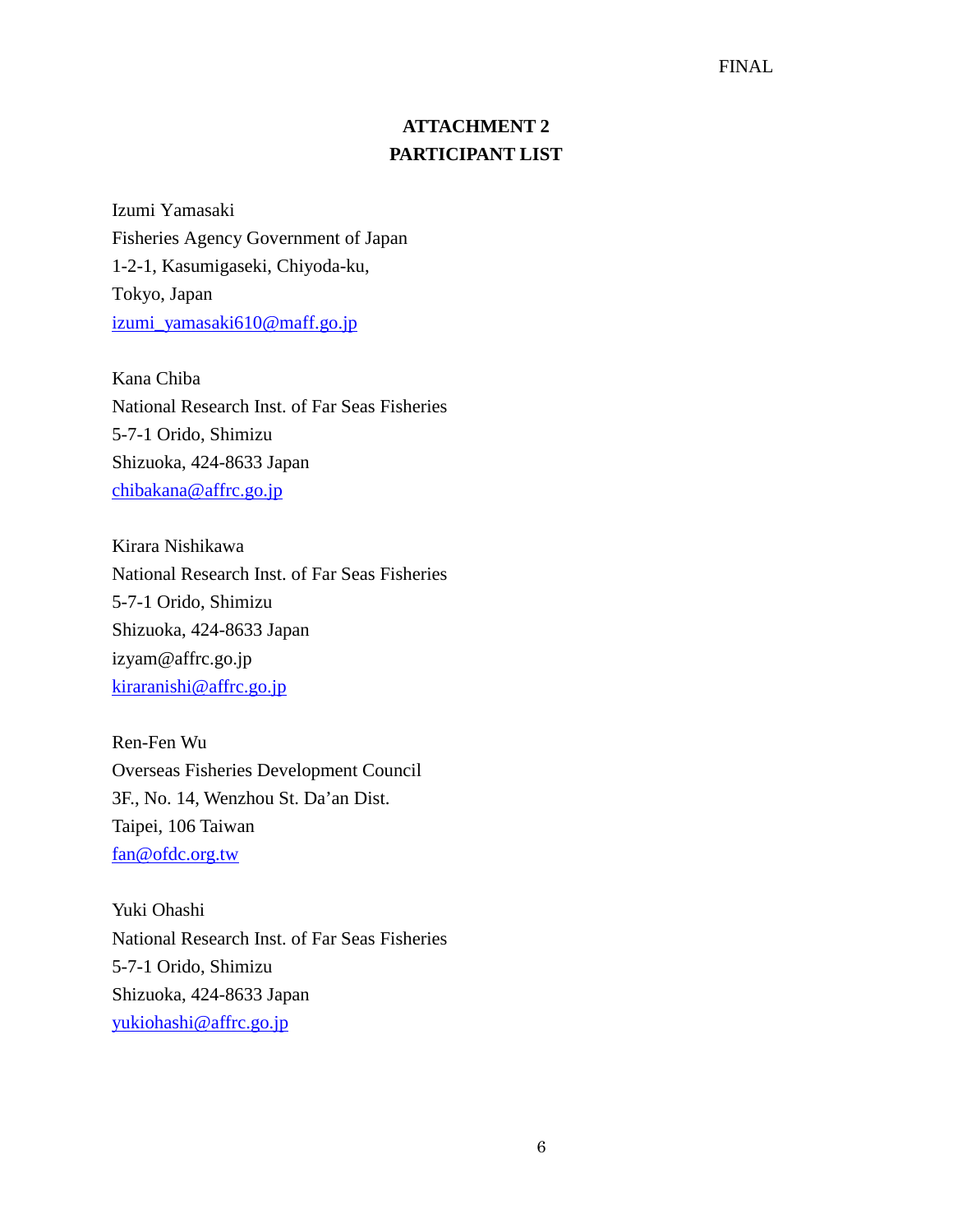FINAL

# ATTACHMENT 2
# PARTICIPANT LIST

Izumi Yamasaki
Fisheries Agency Government of Japan
1-2-1, Kasumigaseki, Chiyoda-ku,
Tokyo, Japan
izumi_yamasaki610@maff.go.jp

Kana Chiba
National Research Inst. of Far Seas Fisheries
5-7-1 Orido, Shimizu
Shizuoka, 424-8633 Japan
chibakana@affrc.go.jp

Kirara Nishikawa
National Research Inst. of Far Seas Fisheries
5-7-1 Orido, Shimizu
Shizuoka, 424-8633 Japan
izyam@affrc.go.jp
kiraranishi@affrc.go.jp

Ren-Fen Wu
Overseas Fisheries Development Council
3F., No. 14, Wenzhou St. Da'an Dist.
Taipei, 106 Taiwan
fan@ofdc.org.tw

Yuki Ohashi
National Research Inst. of Far Seas Fisheries
5-7-1 Orido, Shimizu
Shizuoka, 424-8633 Japan
yukiohashi@affrc.go.jp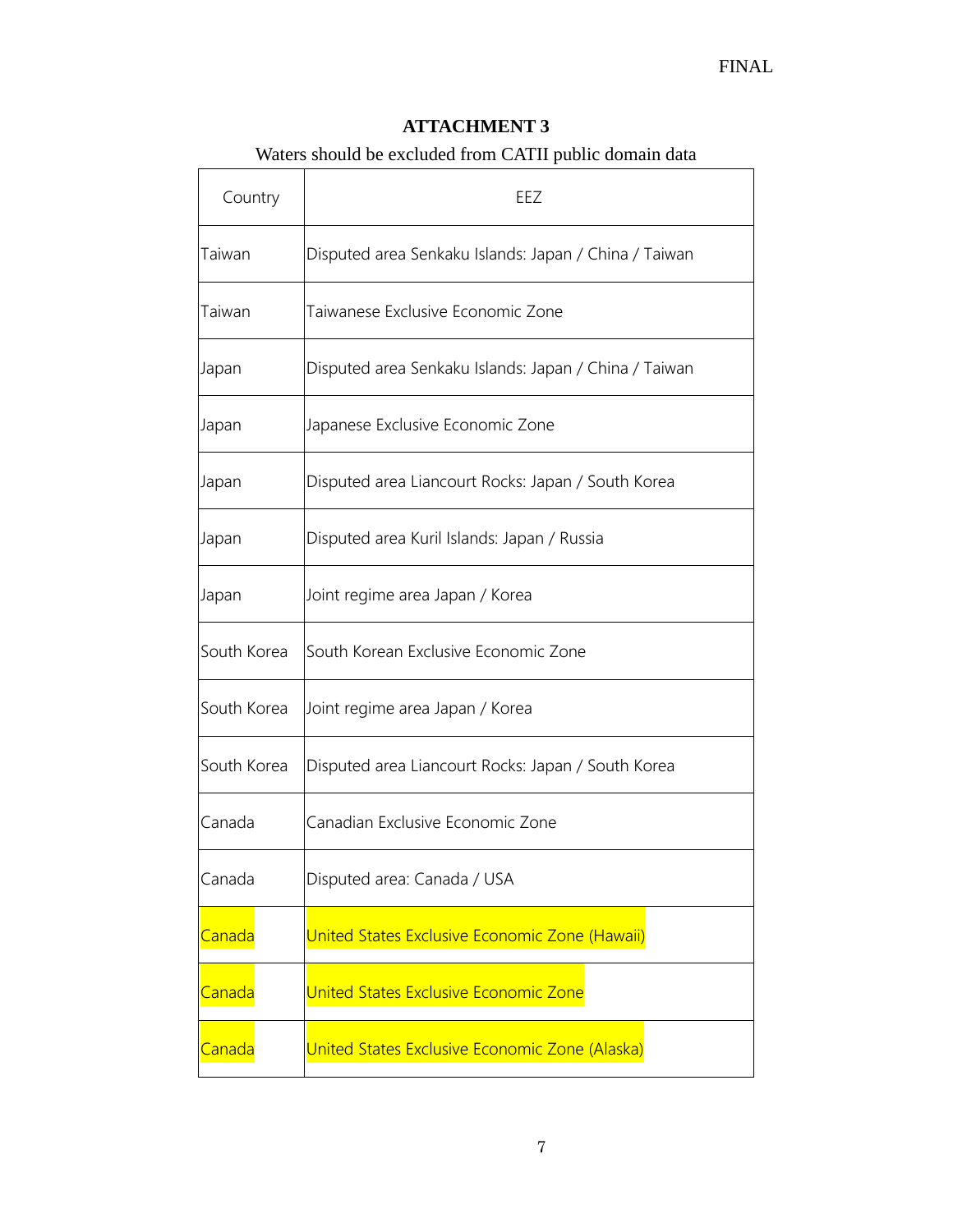**ATTACHMENT 3**

Waters should be excluded from CATII public domain data

| Country | EEZ |
|---|---|
| Taiwan | Disputed area Senkaku Islands: Japan / China / Taiwan |
| Taiwan | Taiwanese Exclusive Economic Zone |
| Japan | Disputed area Senkaku Islands: Japan / China / Taiwan |
| Japan | Japanese Exclusive Economic Zone |
| Japan | Disputed area Liancourt Rocks: Japan / South Korea |
| Japan | Disputed area Kuril Islands: Japan / Russia |
| Japan | Joint regime area Japan / Korea |
| South Korea | South Korean Exclusive Economic Zone |
| South Korea | Joint regime area Japan / Korea |
| South Korea | Disputed area Liancourt Rocks: Japan / South Korea |
| Canada | Canadian Exclusive Economic Zone |
| Canada | Disputed area: Canada / USA |
| Canada | United States Exclusive Economic Zone (Hawaii) |
| Canada | United States Exclusive Economic Zone |
| Canada | United States Exclusive Economic Zone (Alaska) |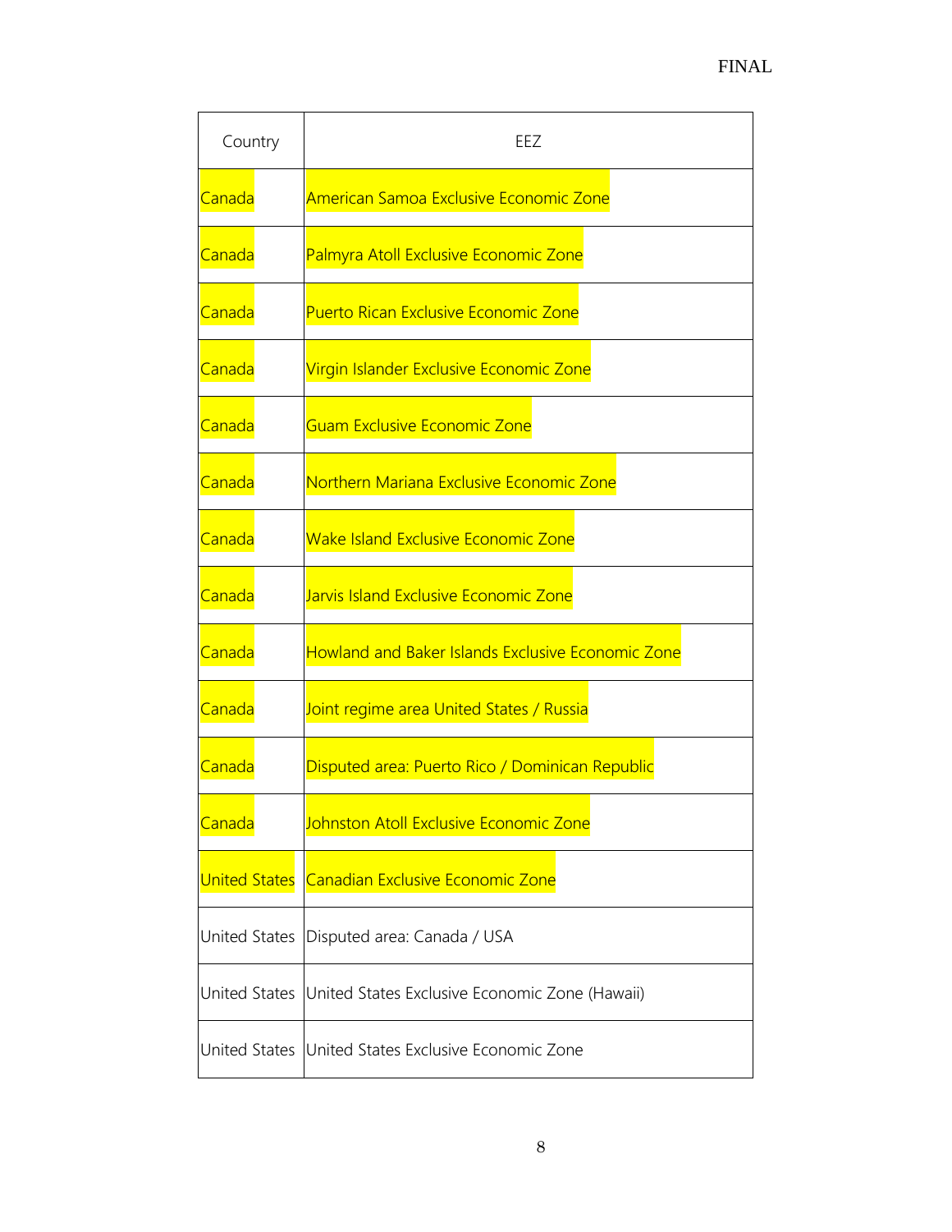| Country | EEZ |
| --- | --- |
| Canada | American Samoa Exclusive Economic Zone |
| Canada | Palmyra Atoll Exclusive Economic Zone |
| Canada | Puerto Rican Exclusive Economic Zone |
| Canada | Virgin Islander Exclusive Economic Zone |
| Canada | Guam Exclusive Economic Zone |
| Canada | Northern Mariana Exclusive Economic Zone |
| Canada | Wake Island Exclusive Economic Zone |
| Canada | Jarvis Island Exclusive Economic Zone |
| Canada | Howland and Baker Islands Exclusive Economic Zone |
| Canada | Joint regime area United States / Russia |
| Canada | Disputed area: Puerto Rico / Dominican Republic |
| Canada | Johnston Atoll Exclusive Economic Zone |
| United States | Canadian Exclusive Economic Zone |
| United States | Disputed area: Canada / USA |
| United States | United States Exclusive Economic Zone (Hawaii) |
| United States | United States Exclusive Economic Zone |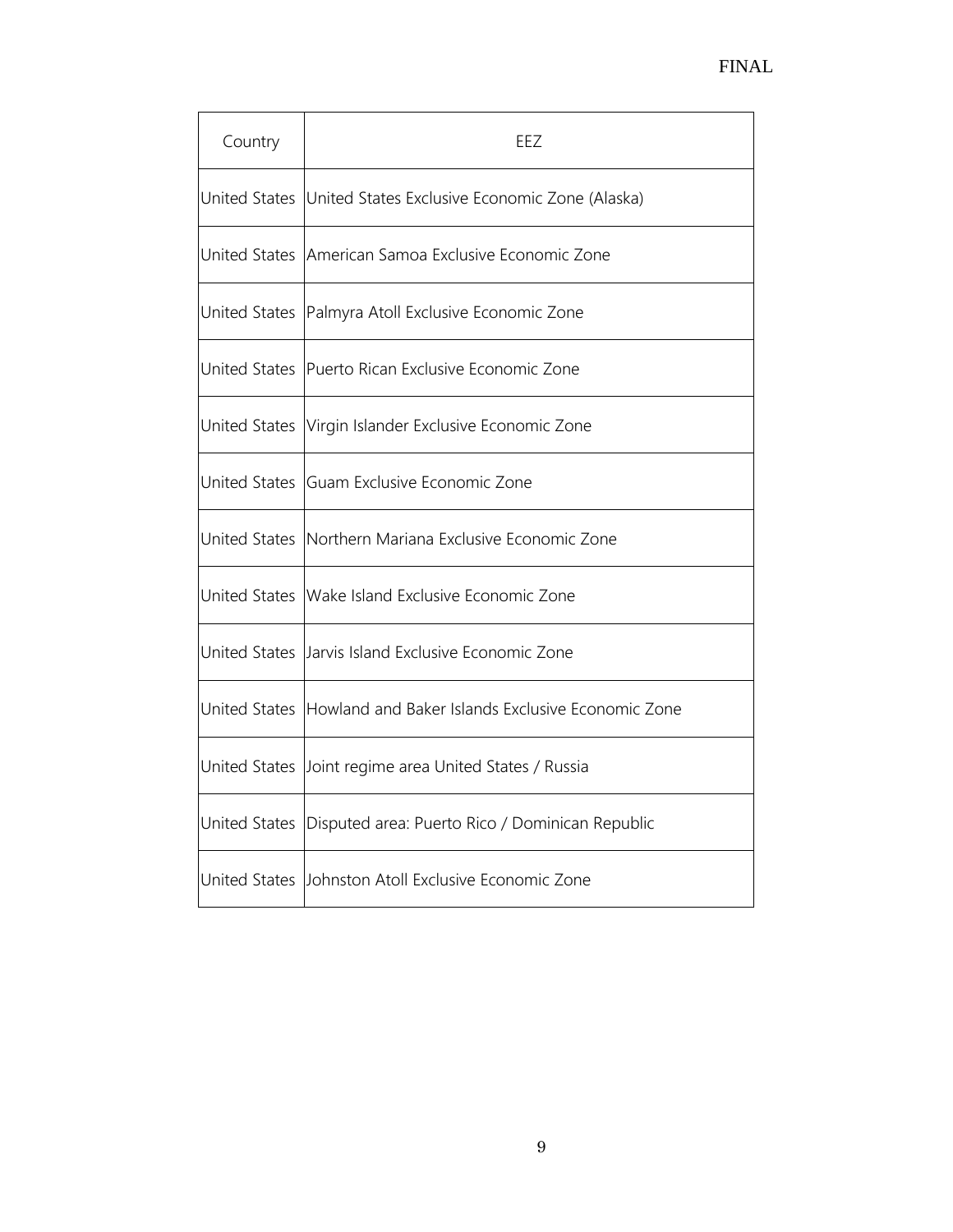| Country | EEZ |
| --- | --- |
| United States | United States Exclusive Economic Zone (Alaska) |
| United States | American Samoa Exclusive Economic Zone |
| United States | Palmyra Atoll Exclusive Economic Zone |
| United States | Puerto Rican Exclusive Economic Zone |
| United States | Virgin Islander Exclusive Economic Zone |
| United States | Guam Exclusive Economic Zone |
| United States | Northern Mariana Exclusive Economic Zone |
| United States | Wake Island Exclusive Economic Zone |
| United States | Jarvis Island Exclusive Economic Zone |
| United States | Howland and Baker Islands Exclusive Economic Zone |
| United States | Joint regime area United States / Russia |
| United States | Disputed area: Puerto Rico / Dominican Republic |
| United States | Johnston Atoll Exclusive Economic Zone |